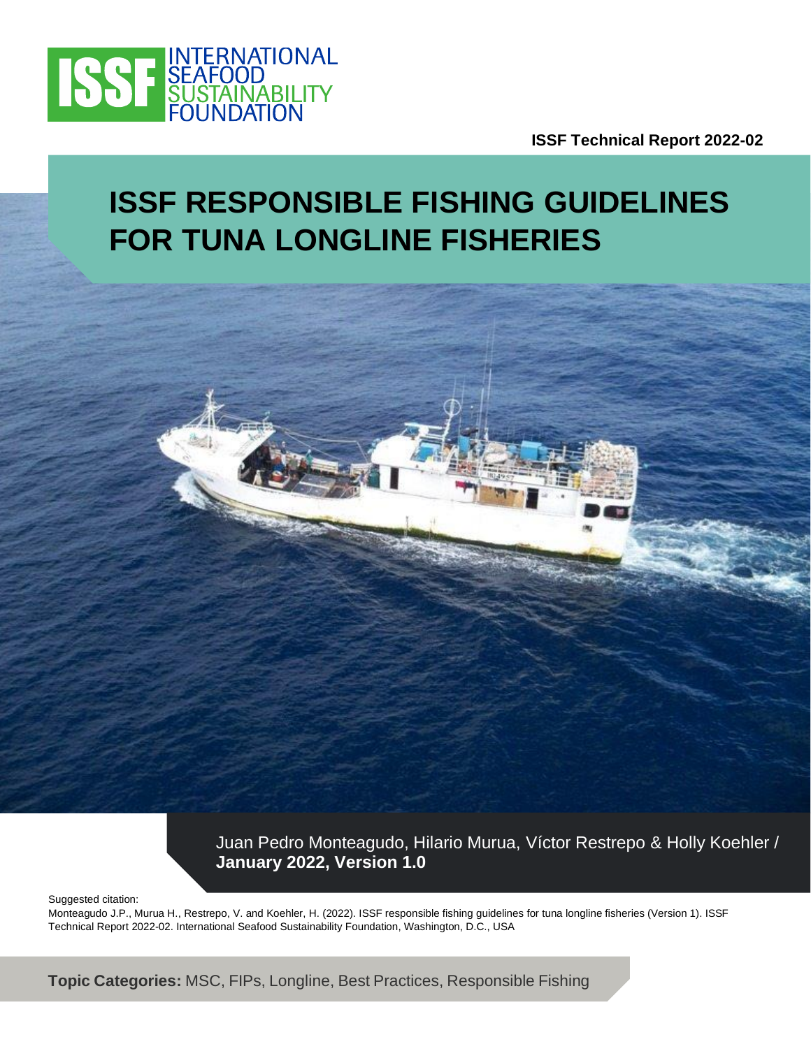INTERNATIONAL SEAFOOD SUSTAINABILITY FOUNDATION

**ISSF Technical Report 2022-02**

# ISSF RESPONSIBLE FISHING GUIDELINES FOR TUNA LONGLINE FISHERIES

Juan Pedro Monteagudo, Hilario Murua, Víctor Restrepo & Holly Koehler / **January 2022, Version 1.0**

Suggested citation:
Monteagudo J.P., Murua H., Restrepo, V. and Koehler, H. (2022). ISSF responsible fishing guidelines for tuna longline fisheries (Version 1). ISSF Technical Report 2022-02. International Seafood Sustainability Foundation, Washington, D.C., USA

**Topic Categories:** MSC, FIPs, Longline, Best Practices, Responsible Fishing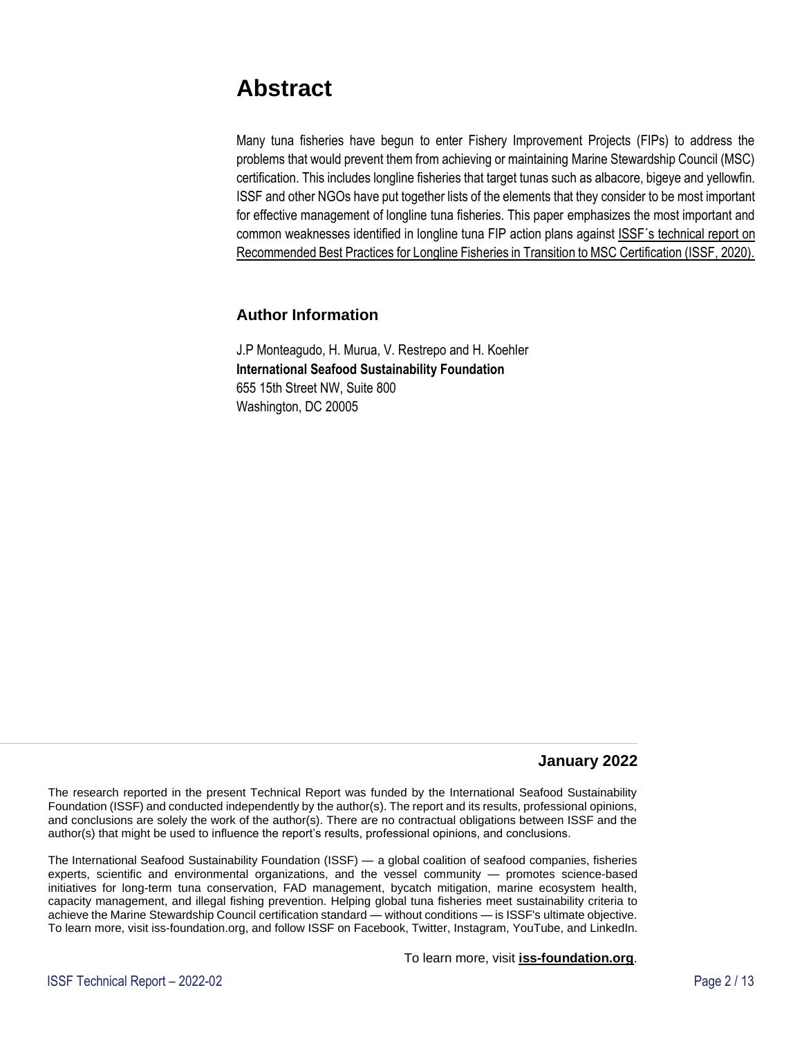# Abstract

Many tuna fisheries have begun to enter Fishery Improvement Projects (FIPs) to address the problems that would prevent them from achieving or maintaining Marine Stewardship Council (MSC) certification. This includes longline fisheries that target tunas such as albacore, bigeye and yellowfin. ISSF and other NGOs have put together lists of the elements that they consider to be most important for effective management of longline tuna fisheries. This paper emphasizes the most important and common weaknesses identified in longline tuna FIP action plans against ISSF´s technical report on Recommended Best Practices for Longline Fisheries in Transition to MSC Certification (ISSF, 2020).

## Author Information

J.P Monteagudo, H. Murua, V. Restrepo and H. Koehler
**International Seafood Sustainability Foundation**
655 15th Street NW, Suite 800
Washington, DC 20005

**January 2022**

The research reported in the present Technical Report was funded by the International Seafood Sustainability Foundation (ISSF) and conducted independently by the author(s). The report and its results, professional opinions, and conclusions are solely the work of the author(s). There are no contractual obligations between ISSF and the author(s) that might be used to influence the report's results, professional opinions, and conclusions.

The International Seafood Sustainability Foundation (ISSF) — a global coalition of seafood companies, fisheries experts, scientific and environmental organizations, and the vessel community — promotes science-based initiatives for long-term tuna conservation, FAD management, bycatch mitigation, marine ecosystem health, capacity management, and illegal fishing prevention. Helping global tuna fisheries meet sustainability criteria to achieve the Marine Stewardship Council certification standard — without conditions — is ISSF's ultimate objective. To learn more, visit iss-foundation.org, and follow ISSF on Facebook, Twitter, Instagram, YouTube, and LinkedIn.

To learn more, visit **iss-foundation.org**.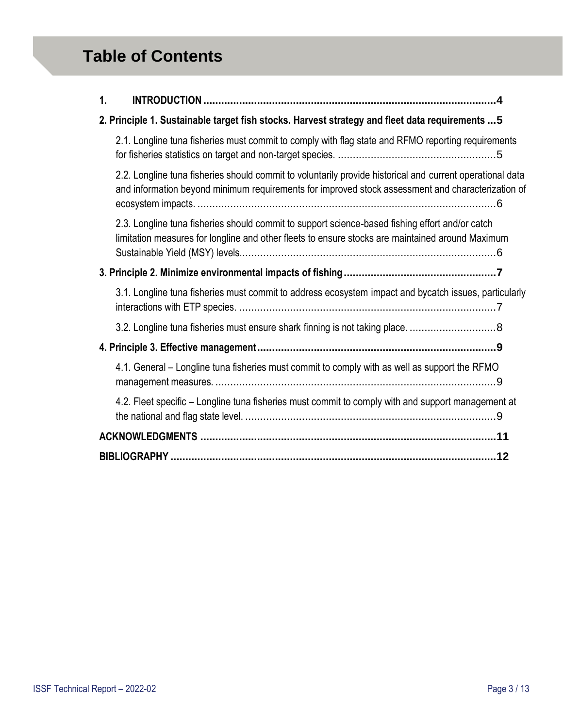# Table of Contents

**1. INTRODUCTION** ..... **4**

**2. Principle 1. Sustainable target fish stocks. Harvest strategy and fleet data requirements** ..... **5**

- 2.1. Longline tuna fisheries must commit to comply with flag state and RFMO reporting requirements for fisheries statistics on target and non-target species. ..... 5
- 2.2. Longline tuna fisheries should commit to voluntarily provide historical and current operational data and information beyond minimum requirements for improved stock assessment and characterization of ecosystem impacts. ..... 6
- 2.3. Longline tuna fisheries should commit to support science-based fishing effort and/or catch limitation measures for longline and other fleets to ensure stocks are maintained around Maximum Sustainable Yield (MSY) levels. ..... 6

**3. Principle 2. Minimize environmental impacts of fishing** ..... **7**

- 3.1. Longline tuna fisheries must commit to address ecosystem impact and bycatch issues, particularly interactions with ETP species. ..... 7
- 3.2. Longline tuna fisheries must ensure shark finning is not taking place. ..... 8

**4. Principle 3. Effective management** ..... **9**

- 4.1. General – Longline tuna fisheries must commit to comply with as well as support the RFMO management measures. ..... 9
- 4.2. Fleet specific – Longline tuna fisheries must commit to comply with and support management at the national and flag state level. ..... 9

**ACKNOWLEDGMENTS** ..... **11**

**BIBLIOGRAPHY** ..... **12**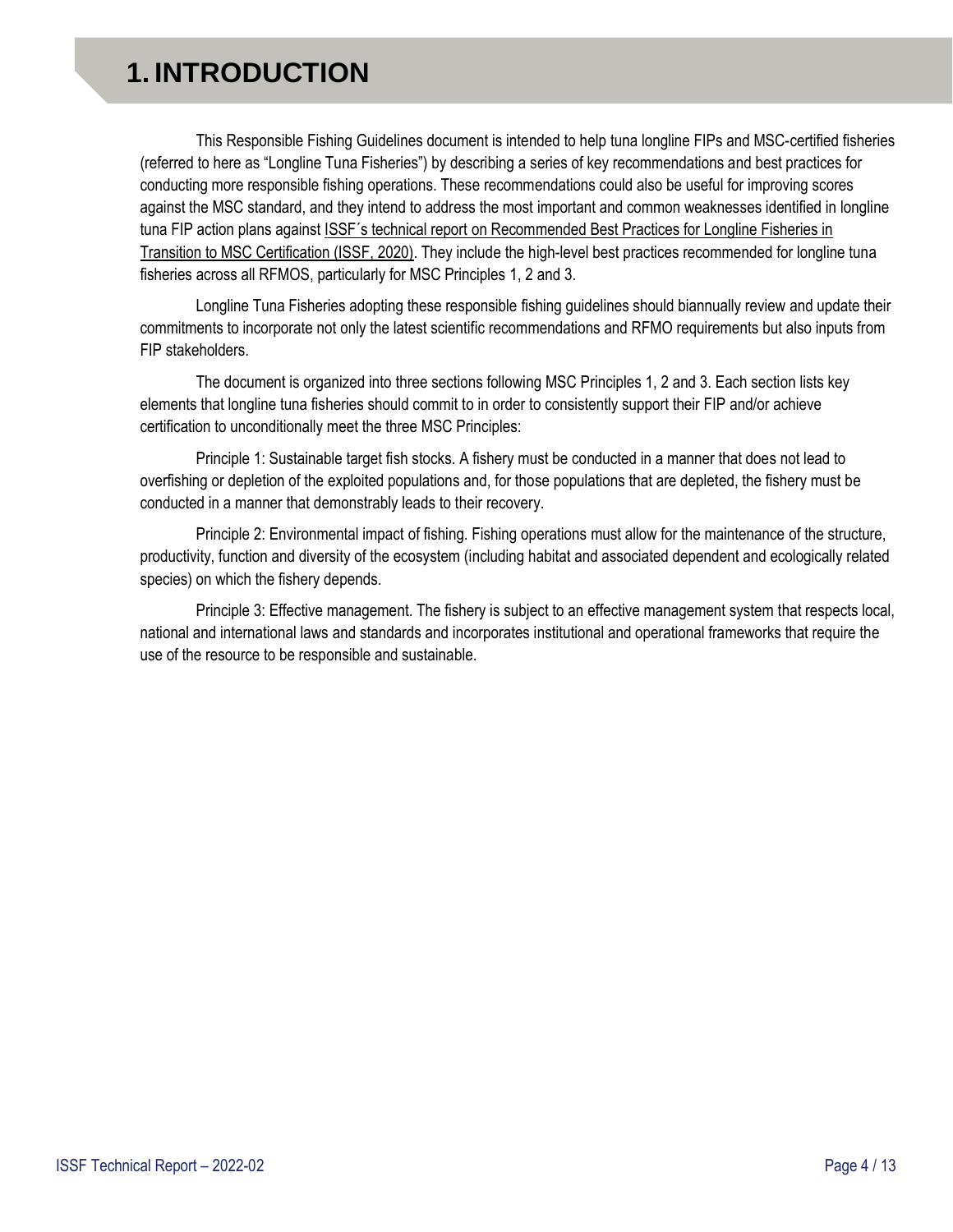# 1. INTRODUCTION

This Responsible Fishing Guidelines document is intended to help tuna longline FIPs and MSC-certified fisheries (referred to here as "Longline Tuna Fisheries") by describing a series of key recommendations and best practices for conducting more responsible fishing operations. These recommendations could also be useful for improving scores against the MSC standard, and they intend to address the most important and common weaknesses identified in longline tuna FIP action plans against ISSF´s technical report on Recommended Best Practices for Longline Fisheries in Transition to MSC Certification (ISSF, 2020). They include the high-level best practices recommended for longline tuna fisheries across all RFMOS, particularly for MSC Principles 1, 2 and 3.

Longline Tuna Fisheries adopting these responsible fishing guidelines should biannually review and update their commitments to incorporate not only the latest scientific recommendations and RFMO requirements but also inputs from FIP stakeholders.

The document is organized into three sections following MSC Principles 1, 2 and 3. Each section lists key elements that longline tuna fisheries should commit to in order to consistently support their FIP and/or achieve certification to unconditionally meet the three MSC Principles:

Principle 1: Sustainable target fish stocks. A fishery must be conducted in a manner that does not lead to overfishing or depletion of the exploited populations and, for those populations that are depleted, the fishery must be conducted in a manner that demonstrably leads to their recovery.

Principle 2: Environmental impact of fishing. Fishing operations must allow for the maintenance of the structure, productivity, function and diversity of the ecosystem (including habitat and associated dependent and ecologically related species) on which the fishery depends.

Principle 3: Effective management. The fishery is subject to an effective management system that respects local, national and international laws and standards and incorporates institutional and operational frameworks that require the use of the resource to be responsible and sustainable.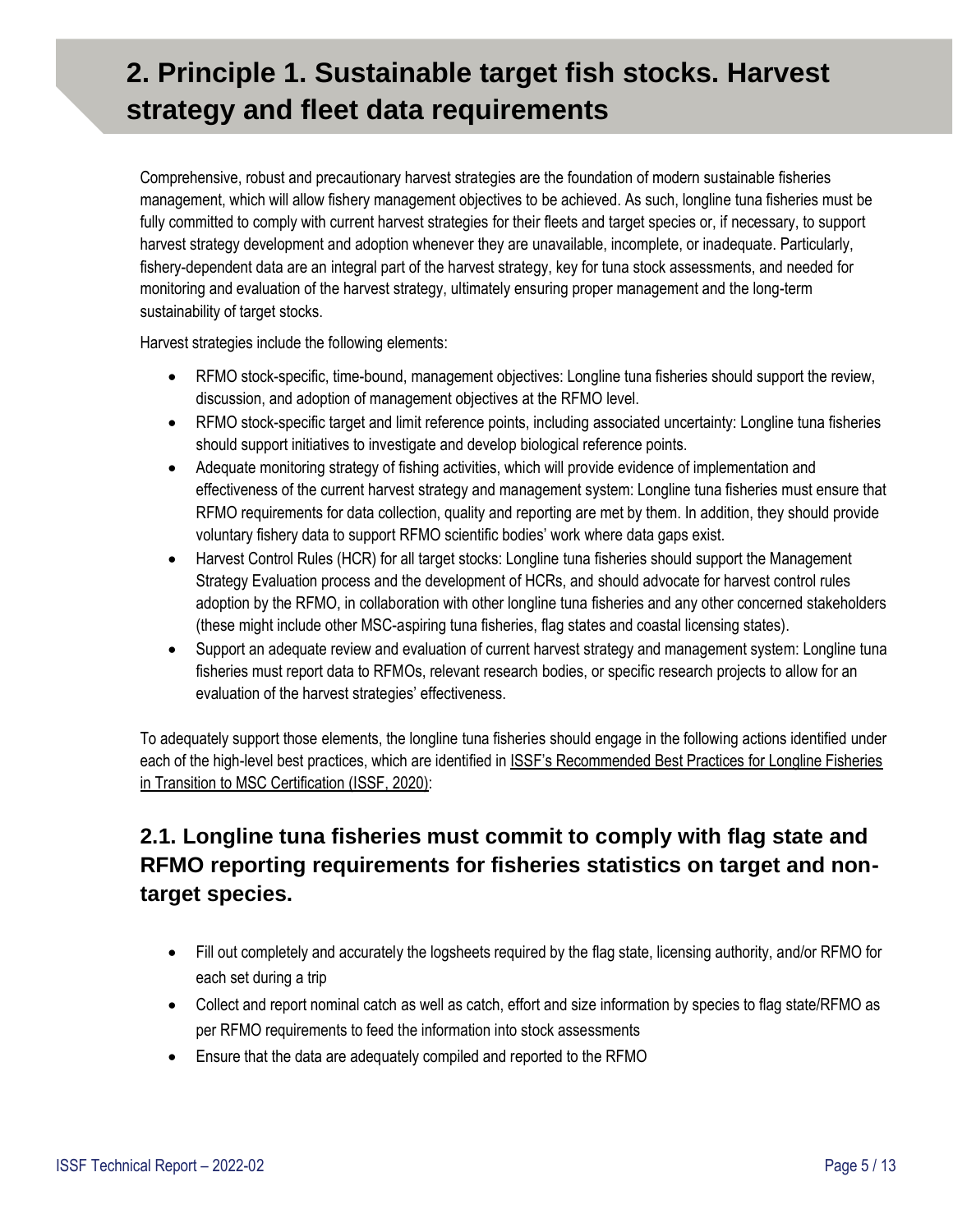# 2. Principle 1. Sustainable target fish stocks. Harvest strategy and fleet data requirements

Comprehensive, robust and precautionary harvest strategies are the foundation of modern sustainable fisheries management, which will allow fishery management objectives to be achieved. As such, longline tuna fisheries must be fully committed to comply with current harvest strategies for their fleets and target species or, if necessary, to support harvest strategy development and adoption whenever they are unavailable, incomplete, or inadequate. Particularly, fishery-dependent data are an integral part of the harvest strategy, key for tuna stock assessments, and needed for monitoring and evaluation of the harvest strategy, ultimately ensuring proper management and the long-term sustainability of target stocks.

Harvest strategies include the following elements:

- RFMO stock-specific, time-bound, management objectives: Longline tuna fisheries should support the review, discussion, and adoption of management objectives at the RFMO level.
- RFMO stock-specific target and limit reference points, including associated uncertainty: Longline tuna fisheries should support initiatives to investigate and develop biological reference points.
- Adequate monitoring strategy of fishing activities, which will provide evidence of implementation and effectiveness of the current harvest strategy and management system: Longline tuna fisheries must ensure that RFMO requirements for data collection, quality and reporting are met by them. In addition, they should provide voluntary fishery data to support RFMO scientific bodies' work where data gaps exist.
- Harvest Control Rules (HCR) for all target stocks: Longline tuna fisheries should support the Management Strategy Evaluation process and the development of HCRs, and should advocate for harvest control rules adoption by the RFMO, in collaboration with other longline tuna fisheries and any other concerned stakeholders (these might include other MSC-aspiring tuna fisheries, flag states and coastal licensing states).
- Support an adequate review and evaluation of current harvest strategy and management system: Longline tuna fisheries must report data to RFMOs, relevant research bodies, or specific research projects to allow for an evaluation of the harvest strategies' effectiveness.

To adequately support those elements, the longline tuna fisheries should engage in the following actions identified under each of the high-level best practices, which are identified in ISSF's Recommended Best Practices for Longline Fisheries in Transition to MSC Certification (ISSF, 2020):

## 2.1. Longline tuna fisheries must commit to comply with flag state and RFMO reporting requirements for fisheries statistics on target and non-target species.

- Fill out completely and accurately the logsheets required by the flag state, licensing authority, and/or RFMO for each set during a trip
- Collect and report nominal catch as well as catch, effort and size information by species to flag state/RFMO as per RFMO requirements to feed the information into stock assessments
- Ensure that the data are adequately compiled and reported to the RFMO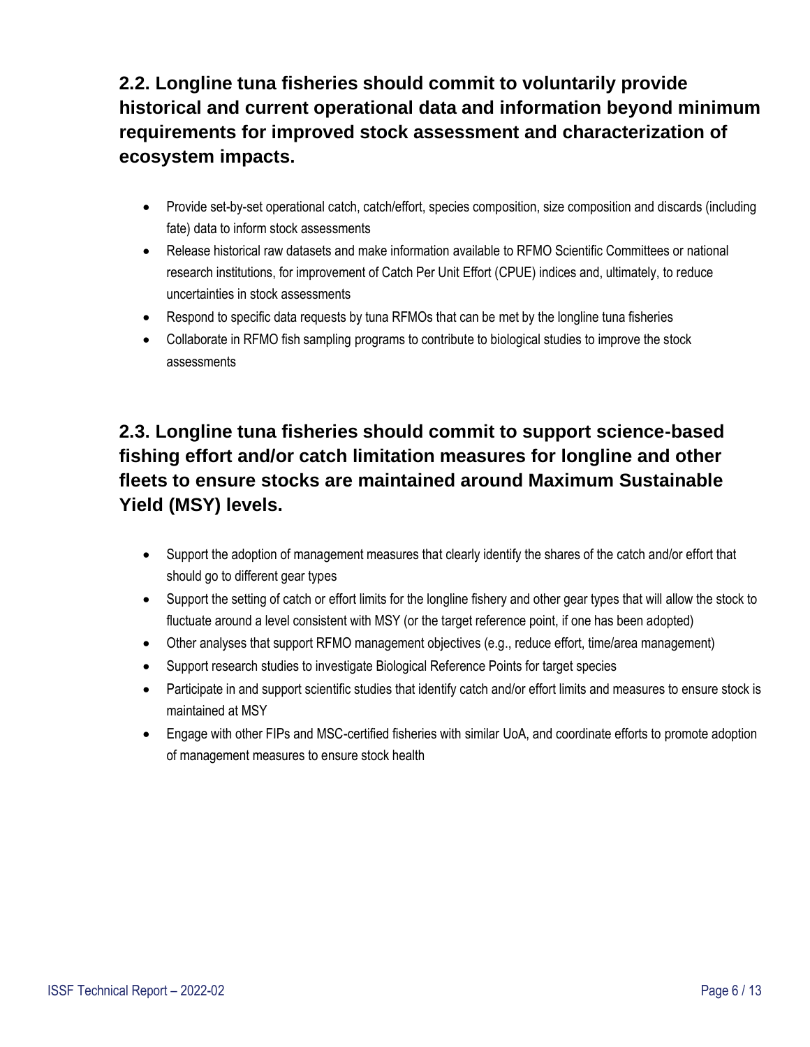## 2.2. Longline tuna fisheries should commit to voluntarily provide historical and current operational data and information beyond minimum requirements for improved stock assessment and characterization of ecosystem impacts.

- Provide set-by-set operational catch, catch/effort, species composition, size composition and discards (including fate) data to inform stock assessments
- Release historical raw datasets and make information available to RFMO Scientific Committees or national research institutions, for improvement of Catch Per Unit Effort (CPUE) indices and, ultimately, to reduce uncertainties in stock assessments
- Respond to specific data requests by tuna RFMOs that can be met by the longline tuna fisheries
- Collaborate in RFMO fish sampling programs to contribute to biological studies to improve the stock assessments

## 2.3. Longline tuna fisheries should commit to support science-based fishing effort and/or catch limitation measures for longline and other fleets to ensure stocks are maintained around Maximum Sustainable Yield (MSY) levels.

- Support the adoption of management measures that clearly identify the shares of the catch and/or effort that should go to different gear types
- Support the setting of catch or effort limits for the longline fishery and other gear types that will allow the stock to fluctuate around a level consistent with MSY (or the target reference point, if one has been adopted)
- Other analyses that support RFMO management objectives (e.g., reduce effort, time/area management)
- Support research studies to investigate Biological Reference Points for target species
- Participate in and support scientific studies that identify catch and/or effort limits and measures to ensure stock is maintained at MSY
- Engage with other FIPs and MSC-certified fisheries with similar UoA, and coordinate efforts to promote adoption of management measures to ensure stock health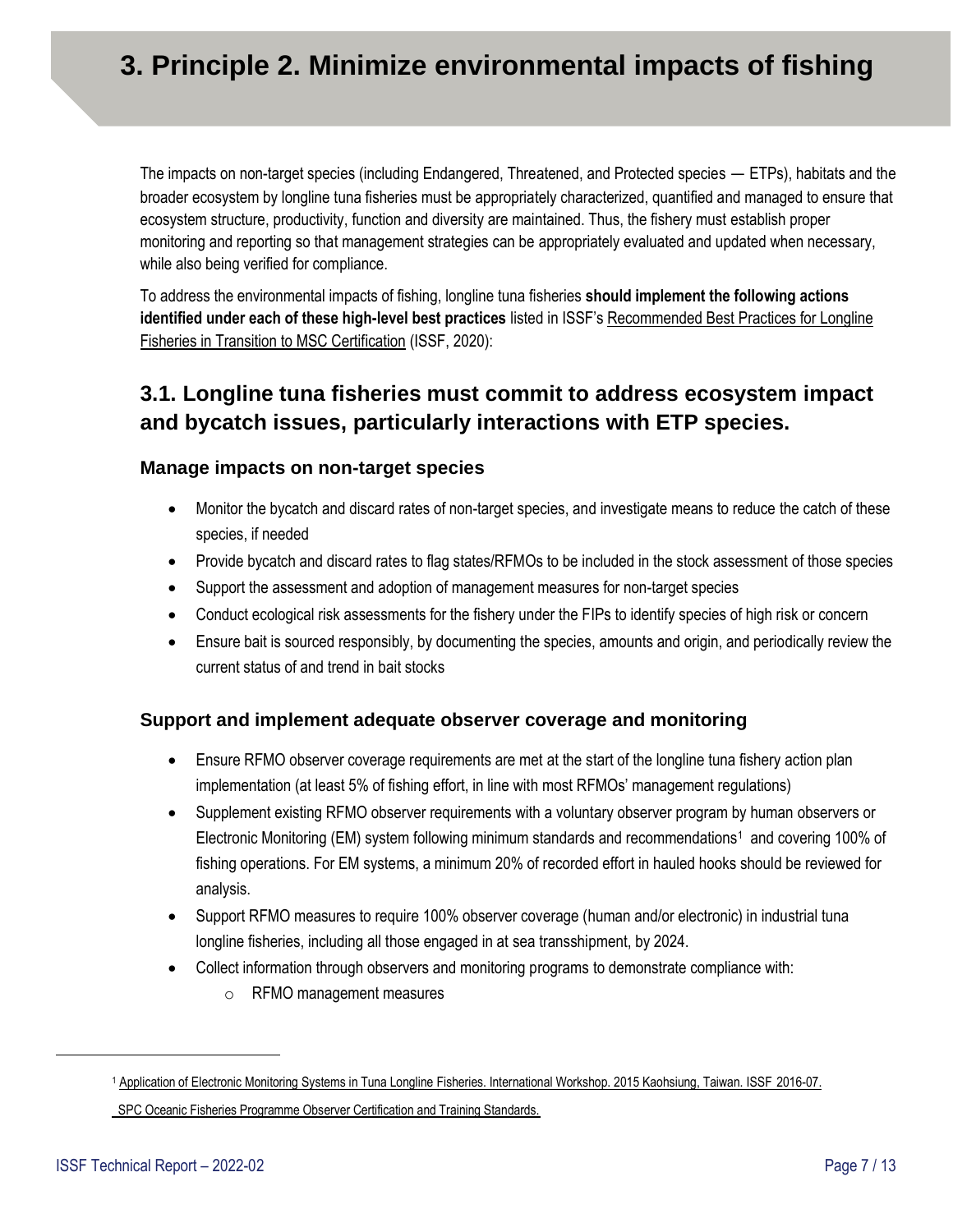# 3. Principle 2. Minimize environmental impacts of fishing

The impacts on non-target species (including Endangered, Threatened, and Protected species — ETPs), habitats and the broader ecosystem by longline tuna fisheries must be appropriately characterized, quantified and managed to ensure that ecosystem structure, productivity, function and diversity are maintained. Thus, the fishery must establish proper monitoring and reporting so that management strategies can be appropriately evaluated and updated when necessary, while also being verified for compliance.

To address the environmental impacts of fishing, longline tuna fisheries **should implement the following actions identified under each of these high-level best practices** listed in ISSF's Recommended Best Practices for Longline Fisheries in Transition to MSC Certification (ISSF, 2020):

## 3.1. Longline tuna fisheries must commit to address ecosystem impact and bycatch issues, particularly interactions with ETP species.

### Manage impacts on non-target species

- Monitor the bycatch and discard rates of non-target species, and investigate means to reduce the catch of these species, if needed
- Provide bycatch and discard rates to flag states/RFMOs to be included in the stock assessment of those species
- Support the assessment and adoption of management measures for non-target species
- Conduct ecological risk assessments for the fishery under the FIPs to identify species of high risk or concern
- Ensure bait is sourced responsibly, by documenting the species, amounts and origin, and periodically review the current status of and trend in bait stocks

### Support and implement adequate observer coverage and monitoring

- Ensure RFMO observer coverage requirements are met at the start of the longline tuna fishery action plan implementation (at least 5% of fishing effort, in line with most RFMOs' management regulations)
- Supplement existing RFMO observer requirements with a voluntary observer program by human observers or Electronic Monitoring (EM) system following minimum standards and recommendations[1] and covering 100% of fishing operations. For EM systems, a minimum 20% of recorded effort in hauled hooks should be reviewed for analysis.
- Support RFMO measures to require 100% observer coverage (human and/or electronic) in industrial tuna longline fisheries, including all those engaged in at sea transshipment, by 2024.
- Collect information through observers and monitoring programs to demonstrate compliance with:
  - RFMO management measures

[1] Application of Electronic Monitoring Systems in Tuna Longline Fisheries. International Workshop. 2015 Kaohsiung, Taiwan. ISSF 2016-07.
SPC Oceanic Fisheries Programme Observer Certification and Training Standards.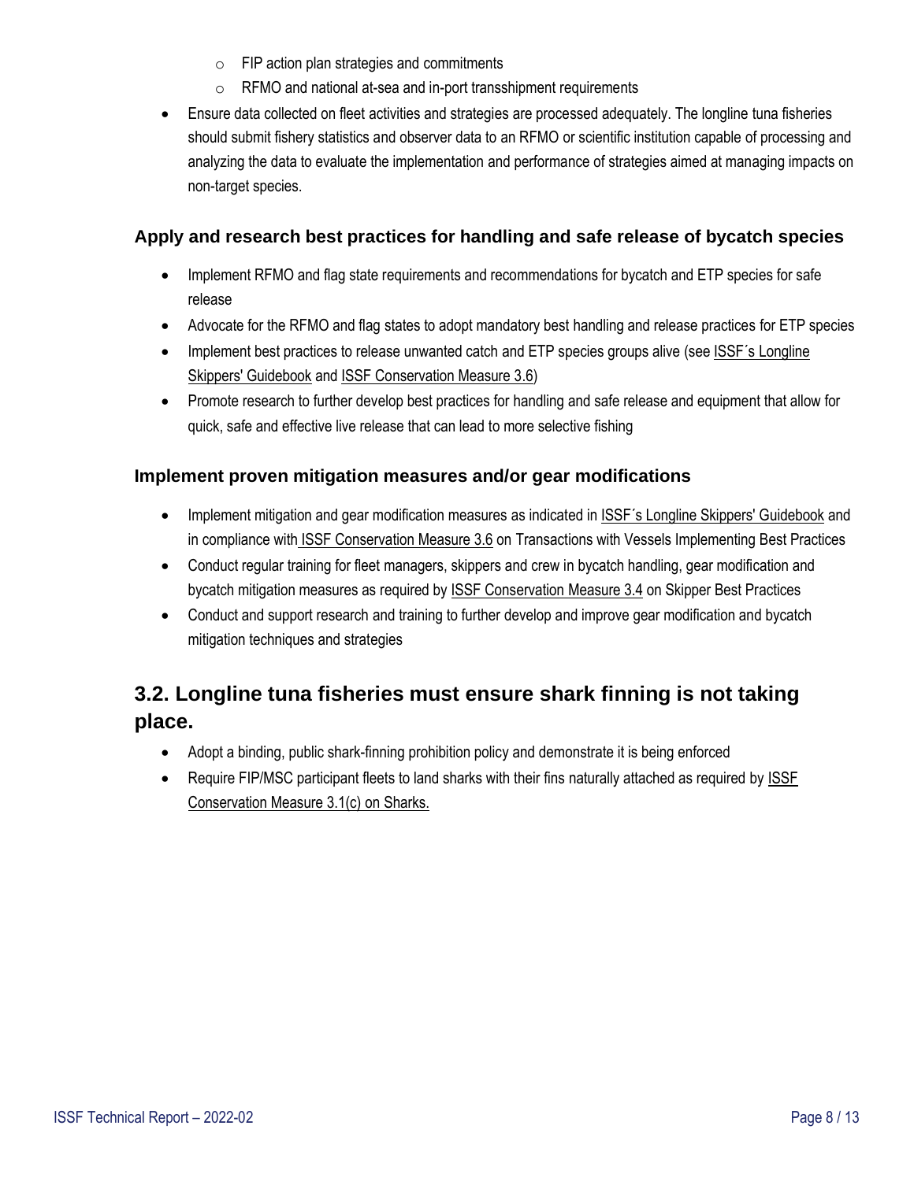- FIP action plan strategies and commitments
  - RFMO and national at-sea and in-port transshipment requirements
- Ensure data collected on fleet activities and strategies are processed adequately. The longline tuna fisheries should submit fishery statistics and observer data to an RFMO or scientific institution capable of processing and analyzing the data to evaluate the implementation and performance of strategies aimed at managing impacts on non-target species.

### Apply and research best practices for handling and safe release of bycatch species

- Implement RFMO and flag state requirements and recommendations for bycatch and ETP species for safe release
- Advocate for the RFMO and flag states to adopt mandatory best handling and release practices for ETP species
- Implement best practices to release unwanted catch and ETP species groups alive (see ISSF´s Longline Skippers' Guidebook and ISSF Conservation Measure 3.6)
- Promote research to further develop best practices for handling and safe release and equipment that allow for quick, safe and effective live release that can lead to more selective fishing

### Implement proven mitigation measures and/or gear modifications

- Implement mitigation and gear modification measures as indicated in ISSF´s Longline Skippers' Guidebook and in compliance with ISSF Conservation Measure 3.6 on Transactions with Vessels Implementing Best Practices
- Conduct regular training for fleet managers, skippers and crew in bycatch handling, gear modification and bycatch mitigation measures as required by ISSF Conservation Measure 3.4 on Skipper Best Practices
- Conduct and support research and training to further develop and improve gear modification and bycatch mitigation techniques and strategies

## 3.2. Longline tuna fisheries must ensure shark finning is not taking place.

- Adopt a binding, public shark-finning prohibition policy and demonstrate it is being enforced
- Require FIP/MSC participant fleets to land sharks with their fins naturally attached as required by ISSF Conservation Measure 3.1(c) on Sharks.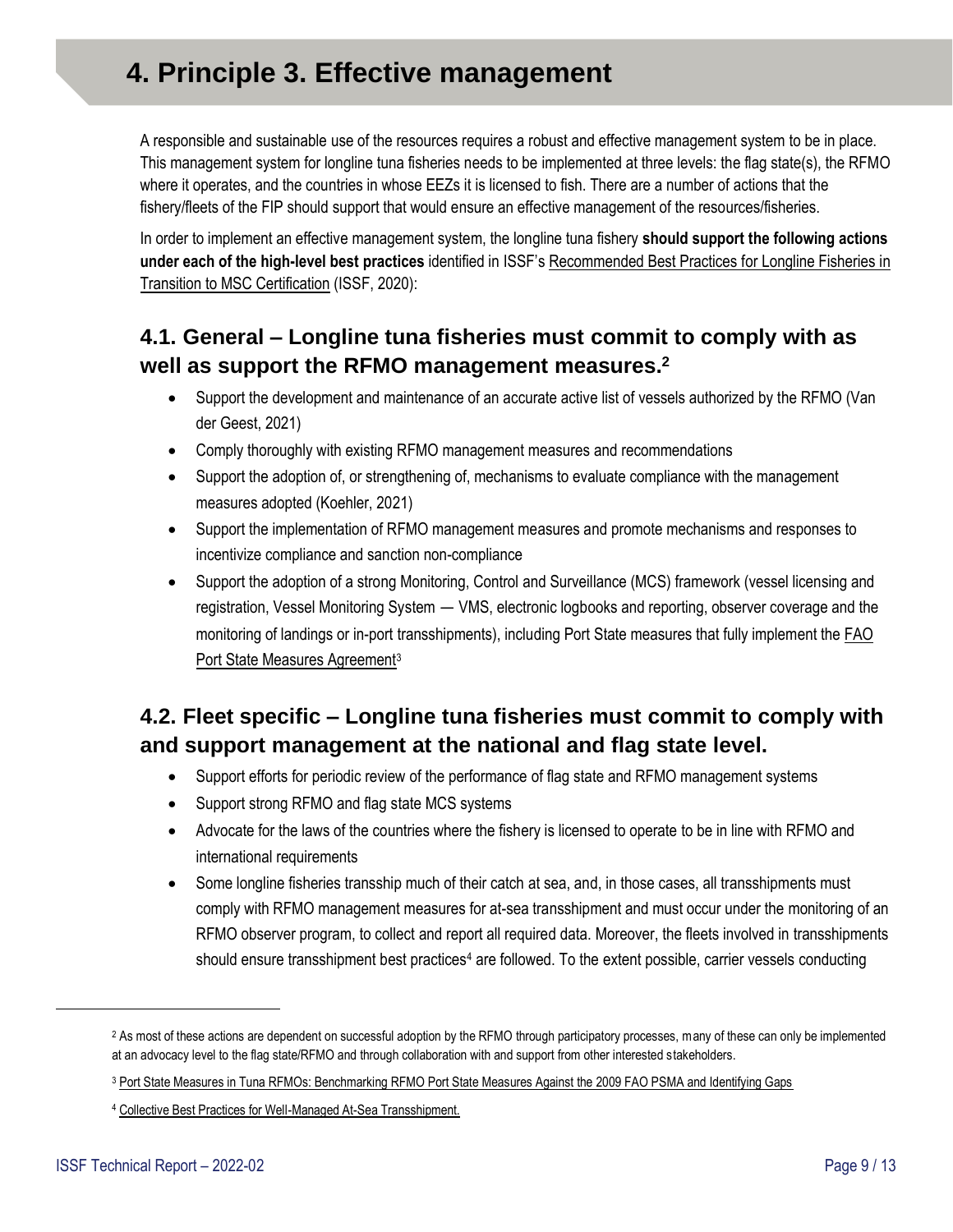# 4. Principle 3. Effective management

A responsible and sustainable use of the resources requires a robust and effective management system to be in place. This management system for longline tuna fisheries needs to be implemented at three levels: the flag state(s), the RFMO where it operates, and the countries in whose EEZs it is licensed to fish. There are a number of actions that the fishery/fleets of the FIP should support that would ensure an effective management of the resources/fisheries.

In order to implement an effective management system, the longline tuna fishery **should support the following actions under each of the high-level best practices** identified in ISSF's Recommended Best Practices for Longline Fisheries in Transition to MSC Certification (ISSF, 2020):

## 4.1. General – Longline tuna fisheries must commit to comply with as well as support the RFMO management measures.[2]

- Support the development and maintenance of an accurate active list of vessels authorized by the RFMO (Van der Geest, 2021)
- Comply thoroughly with existing RFMO management measures and recommendations
- Support the adoption of, or strengthening of, mechanisms to evaluate compliance with the management measures adopted (Koehler, 2021)
- Support the implementation of RFMO management measures and promote mechanisms and responses to incentivize compliance and sanction non-compliance
- Support the adoption of a strong Monitoring, Control and Surveillance (MCS) framework (vessel licensing and registration, Vessel Monitoring System — VMS, electronic logbooks and reporting, observer coverage and the monitoring of landings or in-port transshipments), including Port State measures that fully implement the FAO Port State Measures Agreement[3]

## 4.2. Fleet specific – Longline tuna fisheries must commit to comply with and support management at the national and flag state level.

- Support efforts for periodic review of the performance of flag state and RFMO management systems
- Support strong RFMO and flag state MCS systems
- Advocate for the laws of the countries where the fishery is licensed to operate to be in line with RFMO and international requirements
- Some longline fisheries transship much of their catch at sea, and, in those cases, all transshipments must comply with RFMO management measures for at-sea transshipment and must occur under the monitoring of an RFMO observer program, to collect and report all required data. Moreover, the fleets involved in transshipments should ensure transshipment best practices[4] are followed. To the extent possible, carrier vessels conducting

---

[2] As most of these actions are dependent on successful adoption by the RFMO through participatory processes, many of these can only be implemented at an advocacy level to the flag state/RFMO and through collaboration with and support from other interested stakeholders.

[3] Port State Measures in Tuna RFMOs: Benchmarking RFMO Port State Measures Against the 2009 FAO PSMA and Identifying Gaps

[4] Collective Best Practices for Well-Managed At-Sea Transshipment.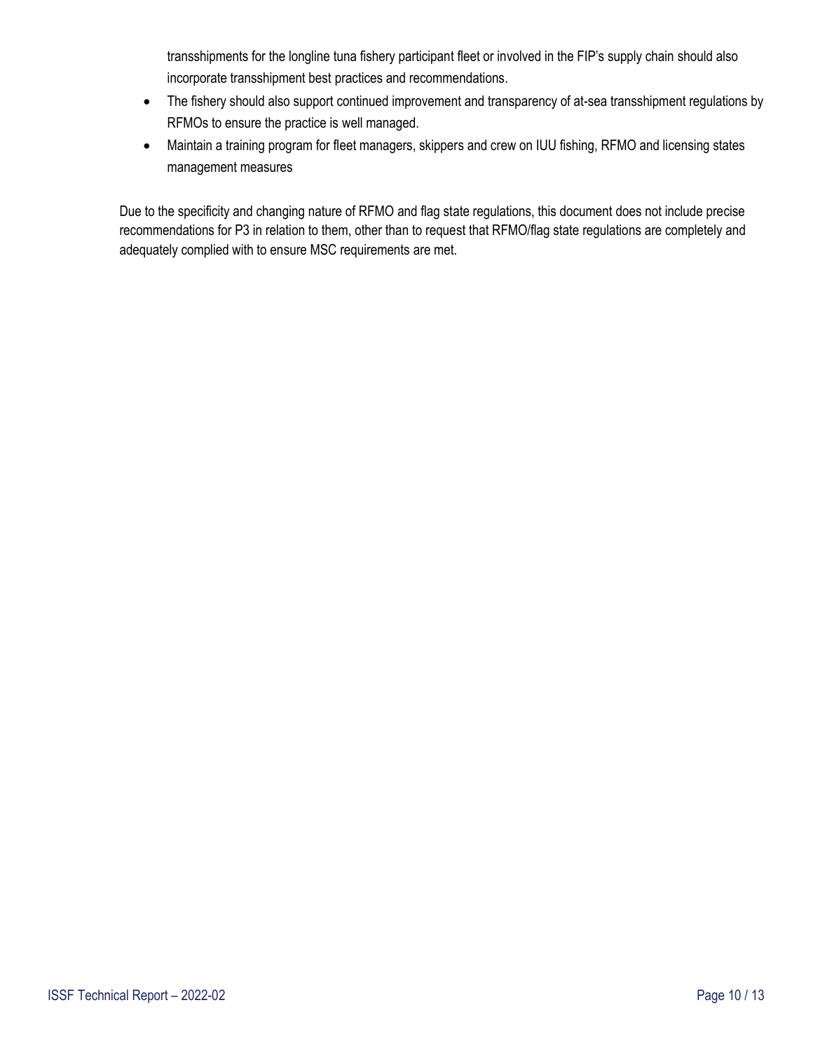transshipments for the longline tuna fishery participant fleet or involved in the FIP's supply chain should also incorporate transshipment best practices and recommendations.

- The fishery should also support continued improvement and transparency of at-sea transshipment regulations by RFMOs to ensure the practice is well managed.
- Maintain a training program for fleet managers, skippers and crew on IUU fishing, RFMO and licensing states management measures

Due to the specificity and changing nature of RFMO and flag state regulations, this document does not include precise recommendations for P3 in relation to them, other than to request that RFMO/flag state regulations are completely and adequately complied with to ensure MSC requirements are met.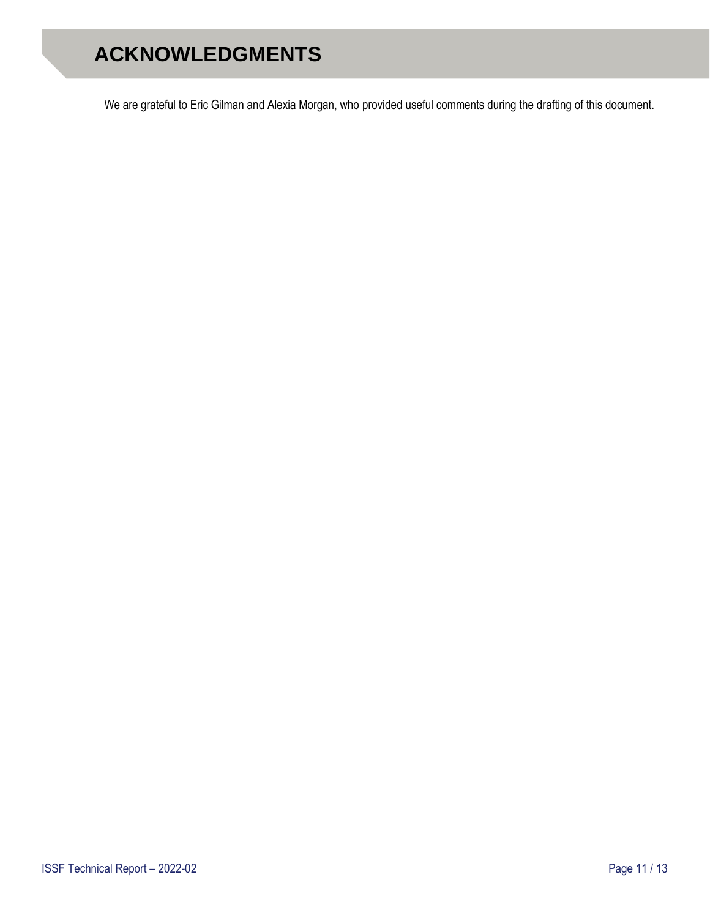# ACKNOWLEDGMENTS

We are grateful to Eric Gilman and Alexia Morgan, who provided useful comments during the drafting of this document.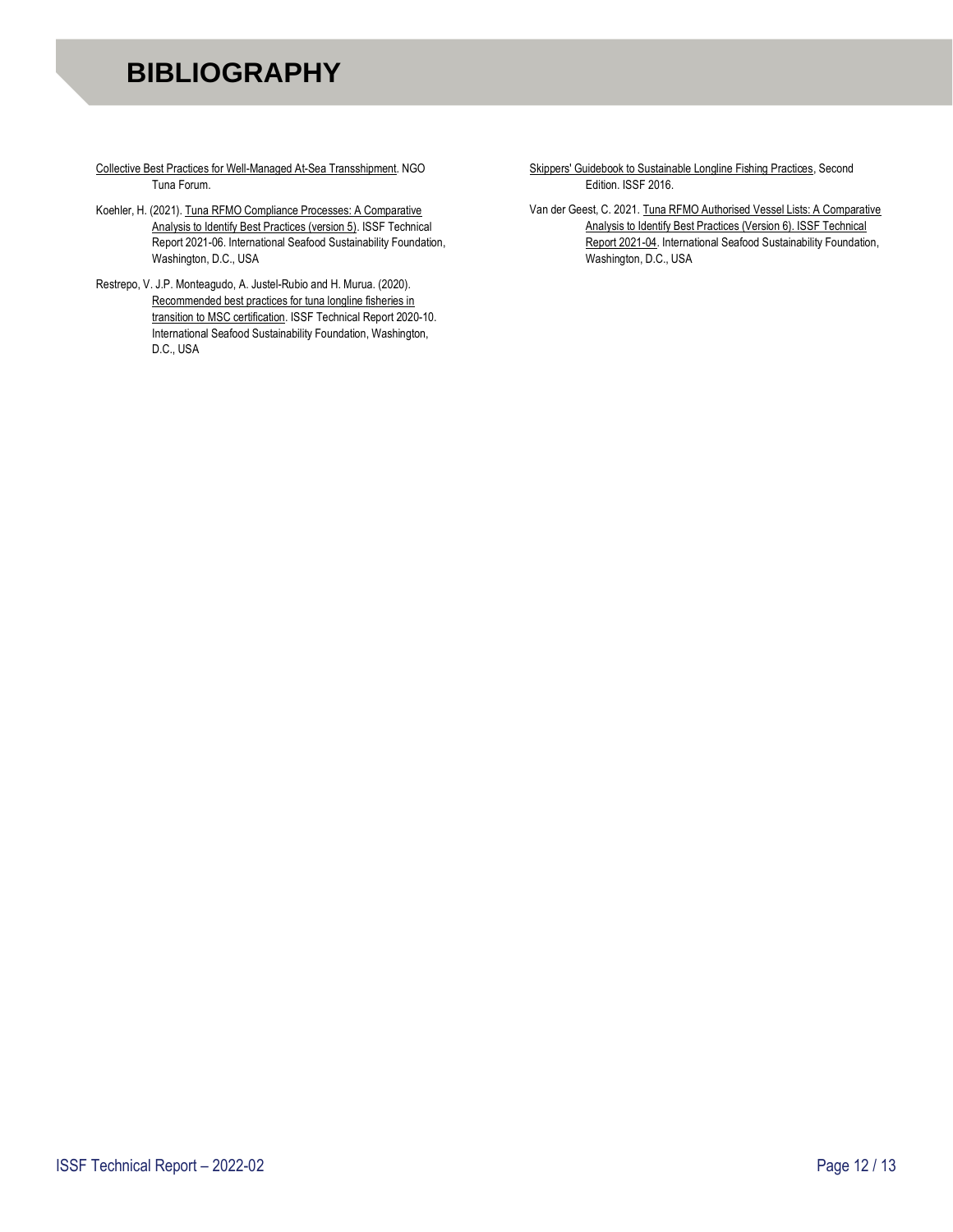# BIBLIOGRAPHY

Collective Best Practices for Well-Managed At-Sea Transshipment. NGO Tuna Forum.

Koehler, H. (2021). Tuna RFMO Compliance Processes: A Comparative Analysis to Identify Best Practices (version 5). ISSF Technical Report 2021-06. International Seafood Sustainability Foundation, Washington, D.C., USA

Restrepo, V. J.P. Monteagudo, A. Justel-Rubio and H. Murua. (2020). Recommended best practices for tuna longline fisheries in transition to MSC certification. ISSF Technical Report 2020-10. International Seafood Sustainability Foundation, Washington, D.C., USA

Skippers' Guidebook to Sustainable Longline Fishing Practices, Second Edition. ISSF 2016.

Van der Geest, C. 2021. Tuna RFMO Authorised Vessel Lists: A Comparative Analysis to Identify Best Practices (Version 6). ISSF Technical Report 2021-04. International Seafood Sustainability Foundation, Washington, D.C., USA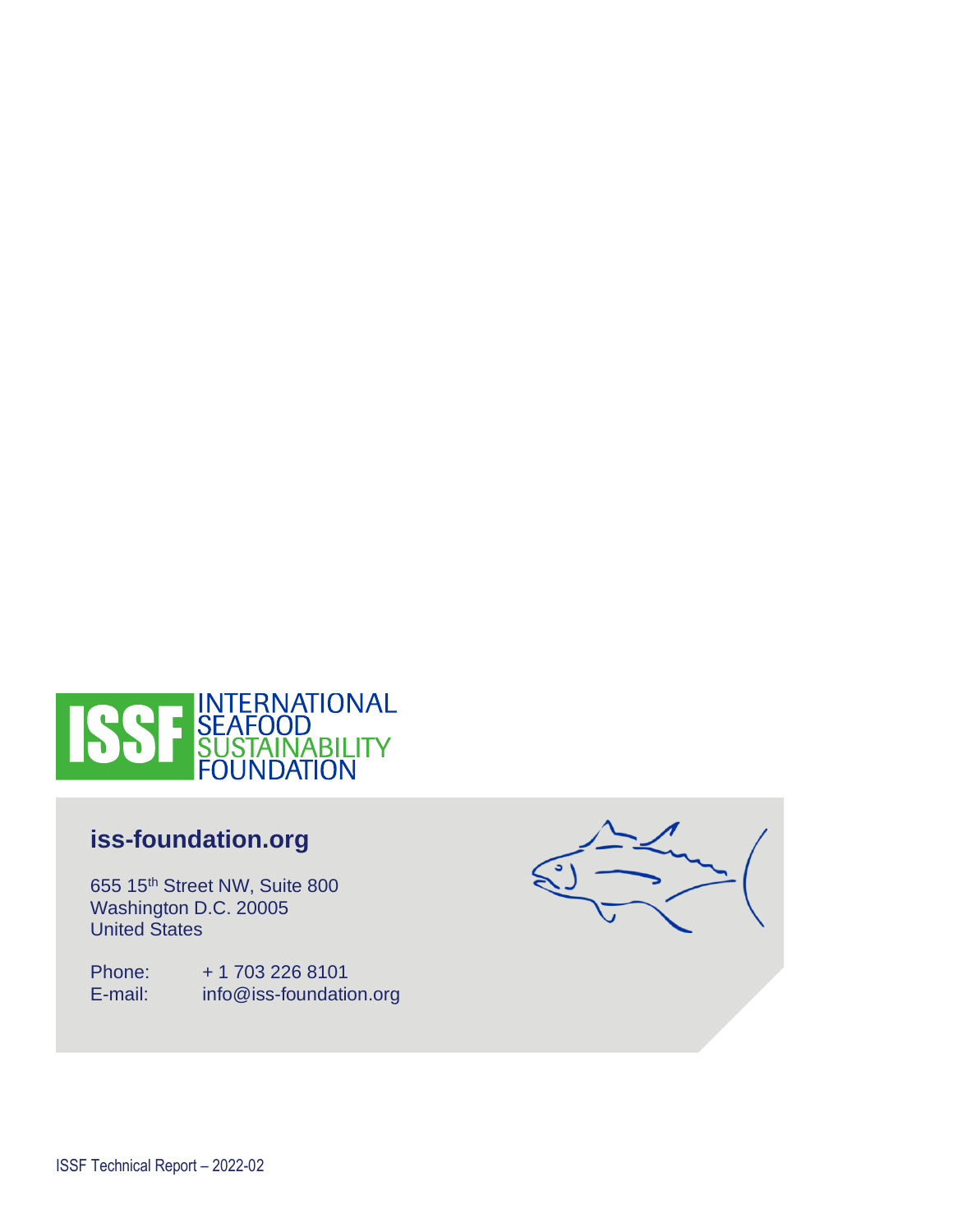ISSF INTERNATIONAL SEAFOOD SUSTAINABILITY FOUNDATION

**iss-foundation.org**

655 15th Street NW, Suite 800
Washington D.C. 20005
United States

Phone: + 1 703 226 8101
E-mail: info@iss-foundation.org

ISSF Technical Report – 2022-02